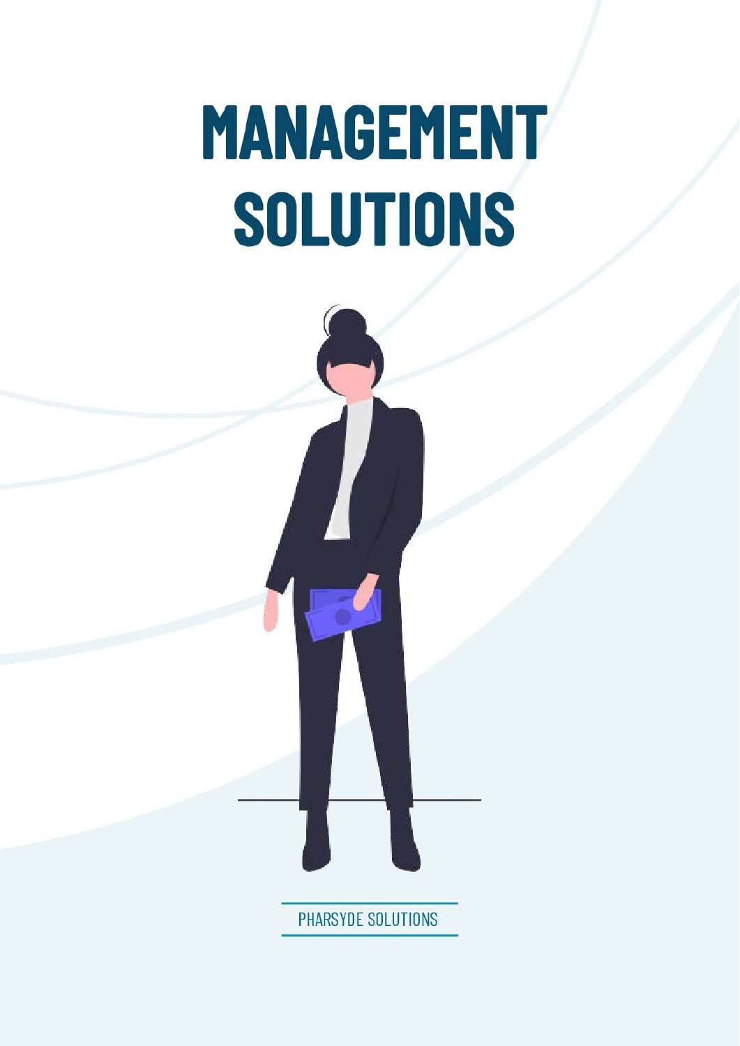# MANAGEMENT SOLUTIONS

PHARSYDE SOLUTIONS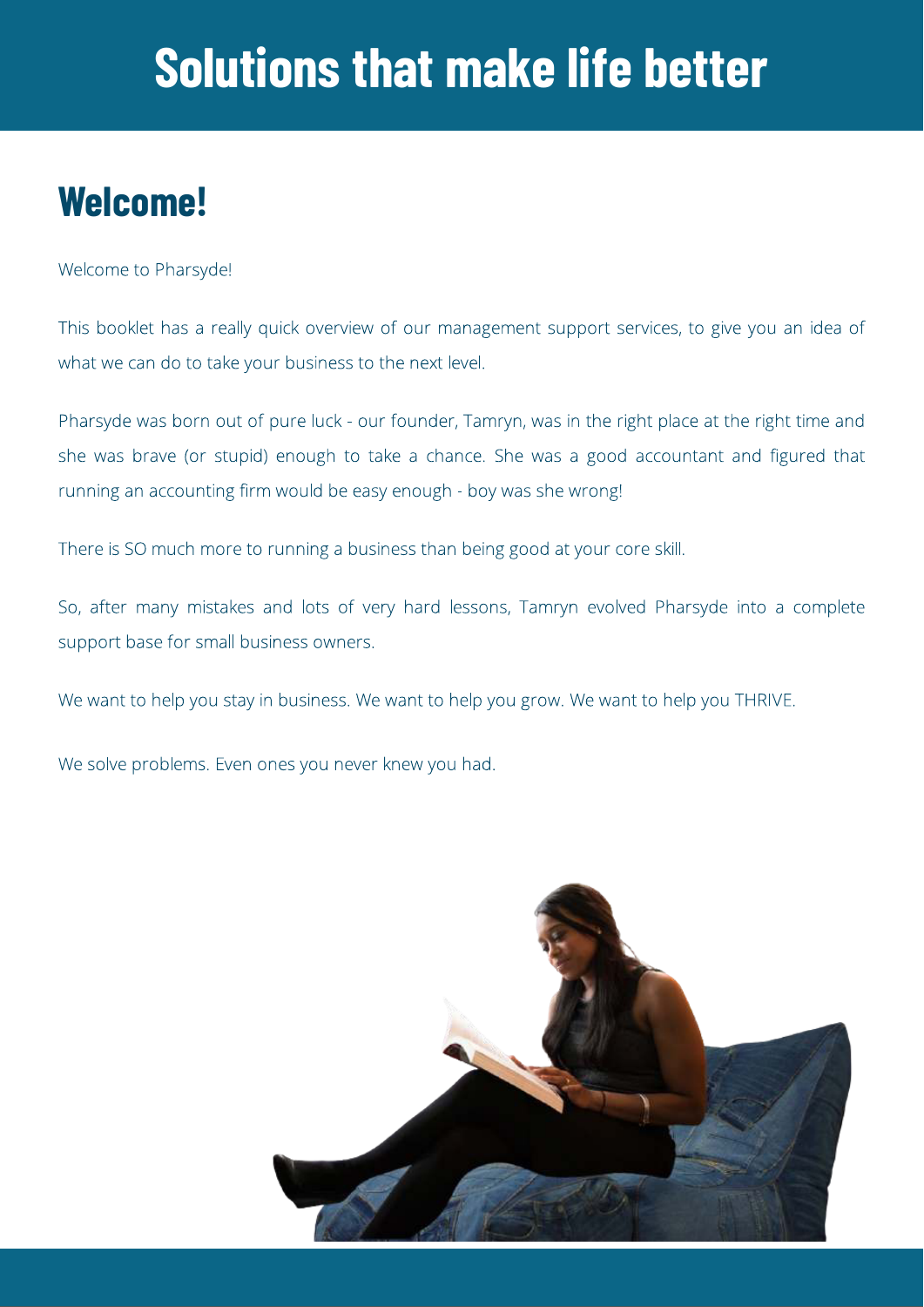# Solutions that make life better

## Welcome!

Welcome to Pharsyde!

This booklet has a really quick overview of our management support services, to give you an idea of what we can do to take your business to the next level.

Pharsyde was born out of pure luck - our founder, Tamryn, was in the right place at the right time and she was brave (or stupid) enough to take a chance. She was a good accountant and figured that running an accounting firm would be easy enough - boy was she wrong!

There is SO much more to running a business than being good at your core skill.

So, after many mistakes and lots of very hard lessons, Tamryn evolved Pharsyde into a complete support base for small business owners.

We want to help you stay in business. We want to help you grow. We want to help you THRIVE.

We solve problems. Even ones you never knew you had.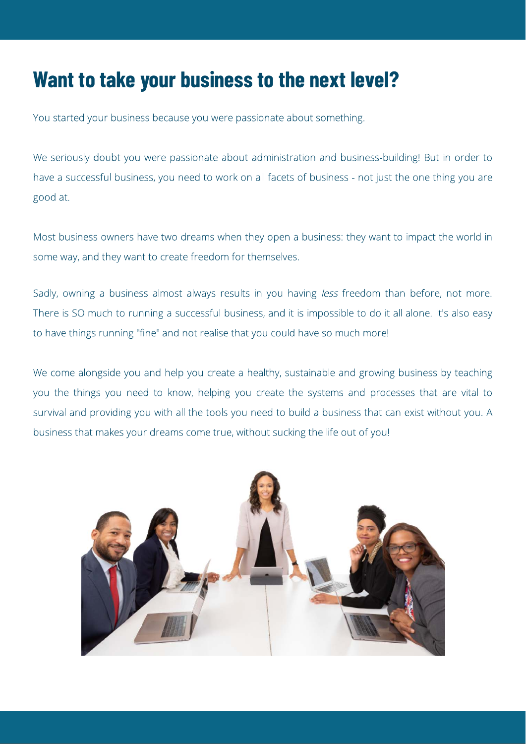# Want to take your business to the next level?

You started your business because you were passionate about something.

We seriously doubt you were passionate about administration and business-building! But in order to have a successful business, you need to work on all facets of business - not just the one thing you are good at.

Most business owners have two dreams when they open a business: they want to impact the world in some way, and they want to create freedom for themselves.

Sadly, owning a business almost always results in you having *less* freedom than before, not more. There is SO much to running a successful business, and it is impossible to do it all alone. It's also easy to have things running "fine" and not realise that you could have so much more!

We come alongside you and help you create a healthy, sustainable and growing business by teaching you the things you need to know, helping you create the systems and processes that are vital to survival and providing you with all the tools you need to build a business that can exist without you. A business that makes your dreams come true, without sucking the life out of you!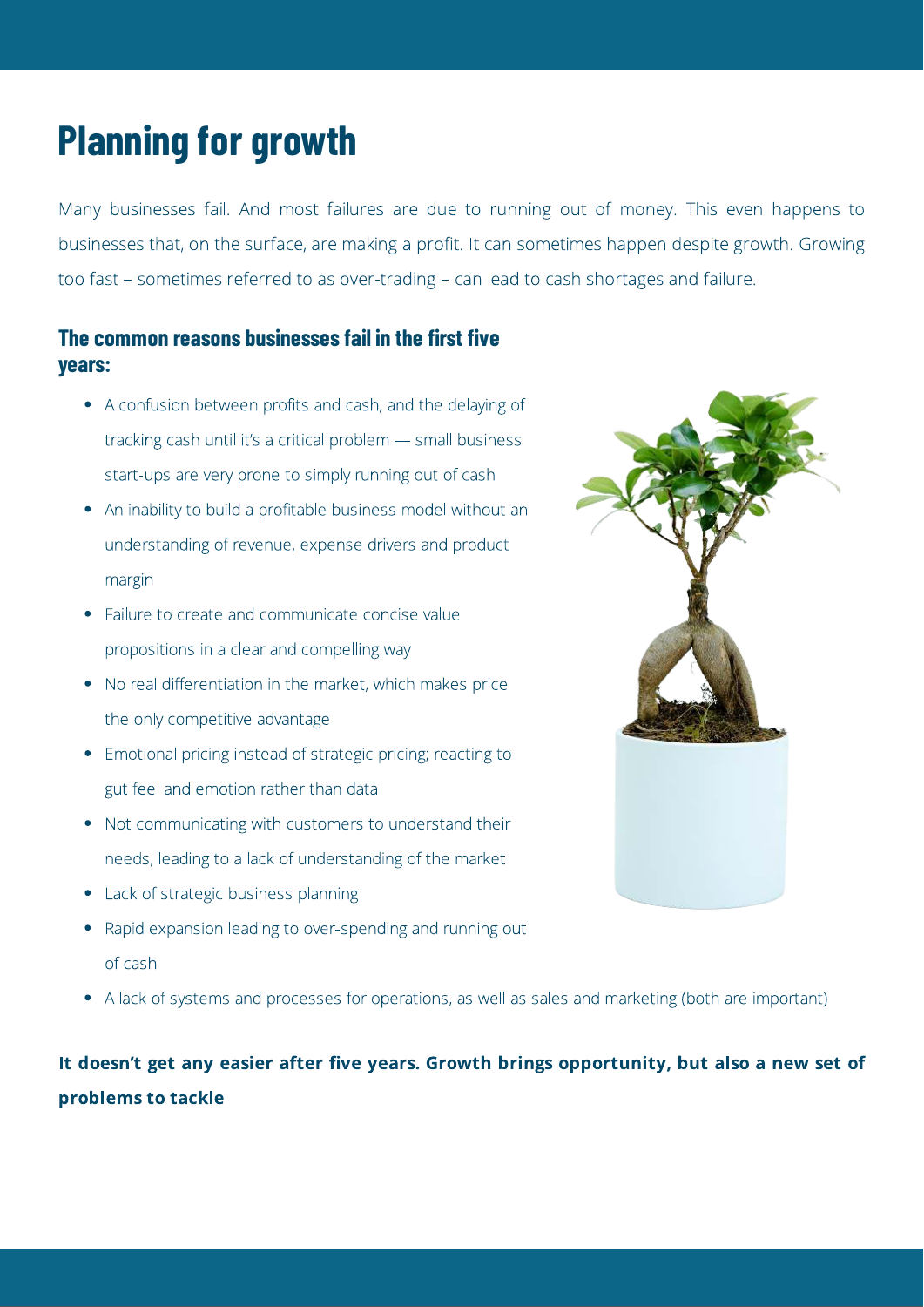# Planning for growth

Many businesses fail. And most failures are due to running out of money. This even happens to businesses that, on the surface, are making a profit. It can sometimes happen despite growth. Growing too fast – sometimes referred to as over-trading – can lead to cash shortages and failure.

### The common reasons businesses fail in the first five years:

- A confusion between profits and cash, and the delaying of tracking cash until it's a critical problem — small business start-ups are very prone to simply running out of cash
- An inability to build a profitable business model without an understanding of revenue, expense drivers and product margin
- Failure to create and communicate concise value propositions in a clear and compelling way
- No real differentiation in the market, which makes price the only competitive advantage
- Emotional pricing instead of strategic pricing; reacting to gut feel and emotion rather than data
- Not communicating with customers to understand their needs, leading to a lack of understanding of the market
- Lack of strategic business planning
- Rapid expansion leading to over-spending and running out of cash
- A lack of systems and processes for operations, as well as sales and marketing (both are important)

**It doesn't get any easier after five years. Growth brings opportunity, but also a new set of problems to tackle**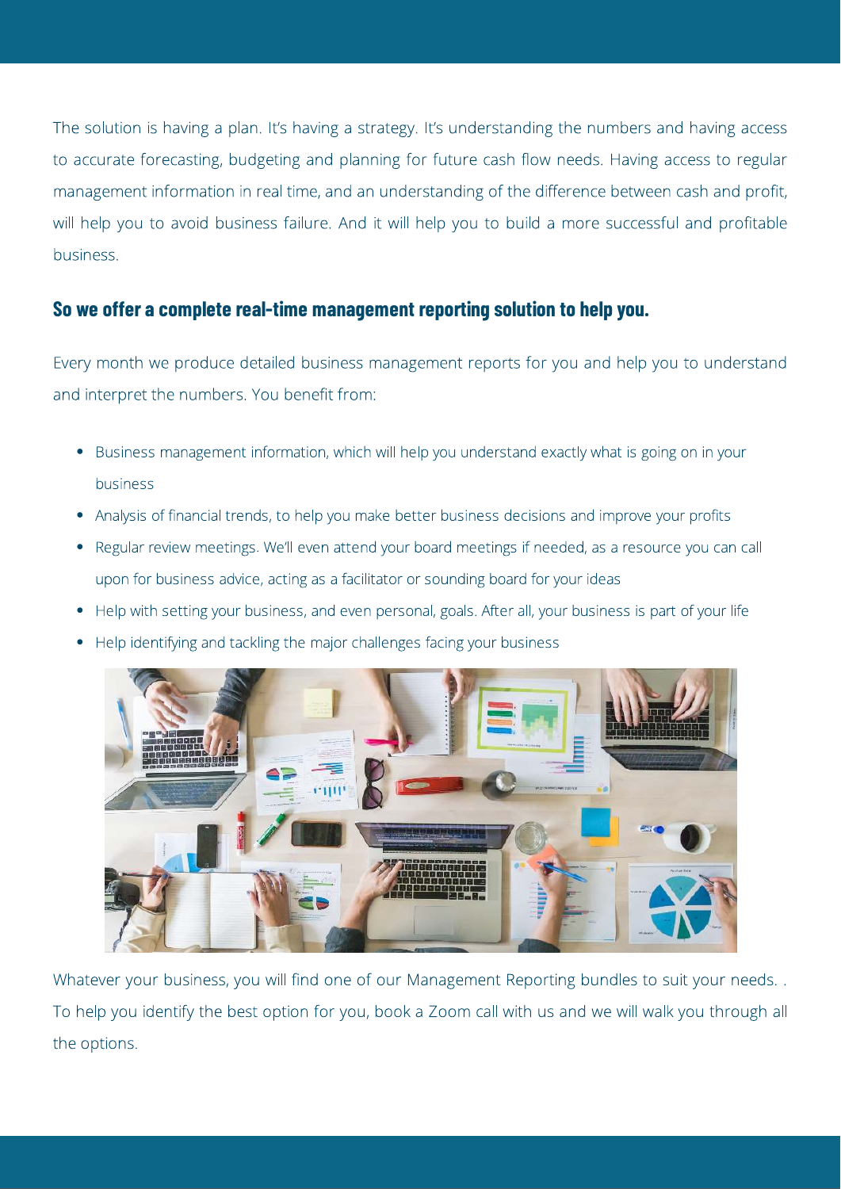The solution is having a plan. It's having a strategy. It's understanding the numbers and having access to accurate forecasting, budgeting and planning for future cash flow needs. Having access to regular management information in real time, and an understanding of the difference between cash and profit, will help you to avoid business failure. And it will help you to build a more successful and profitable business.

## So we offer a complete real-time management reporting solution to help you.

Every month we produce detailed business management reports for you and help you to understand and interpret the numbers. You benefit from:

- Business management information, which will help you understand exactly what is going on in your business
- Analysis of financial trends, to help you make better business decisions and improve your profits
- Regular review meetings. We'll even attend your board meetings if needed, as a resource you can call upon for business advice, acting as a facilitator or sounding board for your ideas
- Help with setting your business, and even personal, goals. After all, your business is part of your life
- Help identifying and tackling the major challenges facing your business

Whatever your business, you will find one of our Management Reporting bundles to suit your needs. . To help you identify the best option for you, book a Zoom call with us and we will walk you through all the options.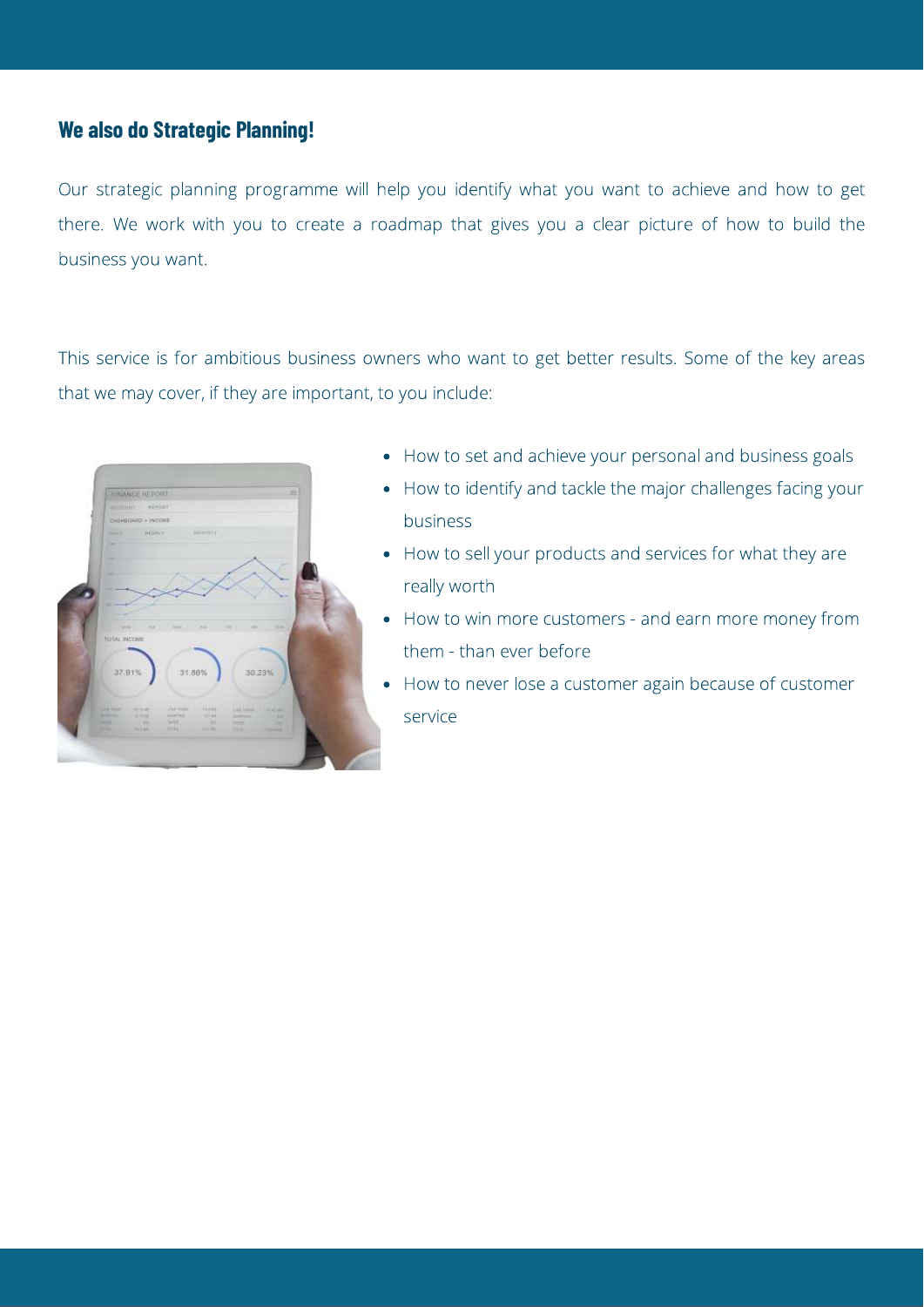## We also do Strategic Planning!

Our strategic planning programme will help you identify what you want to achieve and how to get there. We work with you to create a roadmap that gives you a clear picture of how to build the business you want.

This service is for ambitious business owners who want to get better results. Some of the key areas that we may cover, if they are important, to you include:

- How to set and achieve your personal and business goals
- How to identify and tackle the major challenges facing your business
- How to sell your products and services for what they are really worth
- How to win more customers - and earn more money from them - than ever before
- How to never lose a customer again because of customer service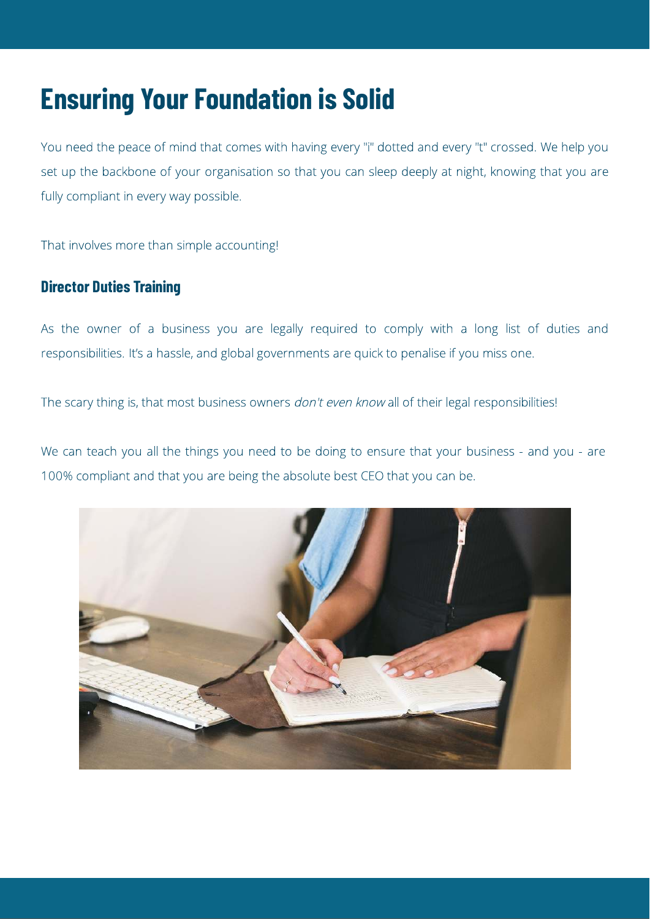# Ensuring Your Foundation is Solid

You need the peace of mind that comes with having every "i" dotted and every "t" crossed. We help you set up the backbone of your organisation so that you can sleep deeply at night, knowing that you are fully compliant in every way possible.

That involves more than simple accounting!

## Director Duties Training

As the owner of a business you are legally required to comply with a long list of duties and responsibilities. It's a hassle, and global governments are quick to penalise if you miss one.

The scary thing is, that most business owners *don't even know* all of their legal responsibilities!

We can teach you all the things you need to be doing to ensure that your business - and you - are 100% compliant and that you are being the absolute best CEO that you can be.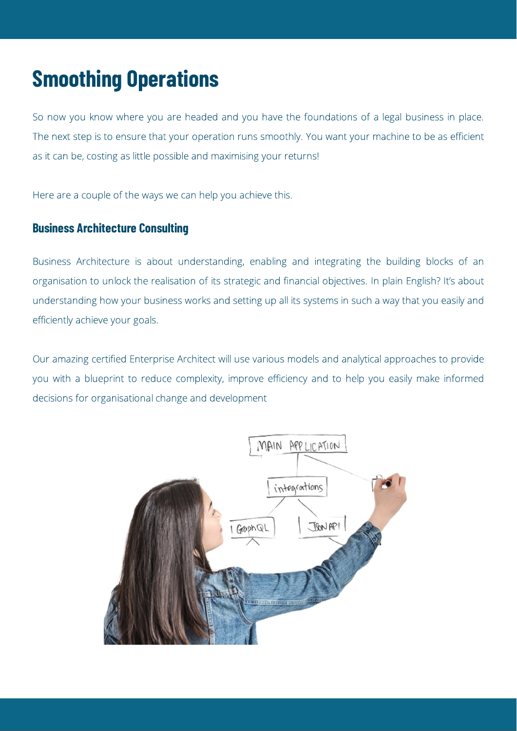# Smoothing Operations

So now you know where you are headed and you have the foundations of a legal business in place. The next step is to ensure that your operation runs smoothly. You want your machine to be as efficient as it can be, costing as little possible and maximising your returns!

Here are a couple of the ways we can help you achieve this.

### Business Architecture Consulting

Business Architecture is about understanding, enabling and integrating the building blocks of an organisation to unlock the realisation of its strategic and financial objectives. In plain English? It's about understanding how your business works and setting up all its systems in such a way that you easily and efficiently achieve your goals.

Our amazing certified Enterprise Architect will use various models and analytical approaches to provide you with a blueprint to reduce complexity, improve efficiency and to help you easily make informed decisions for organisational change and development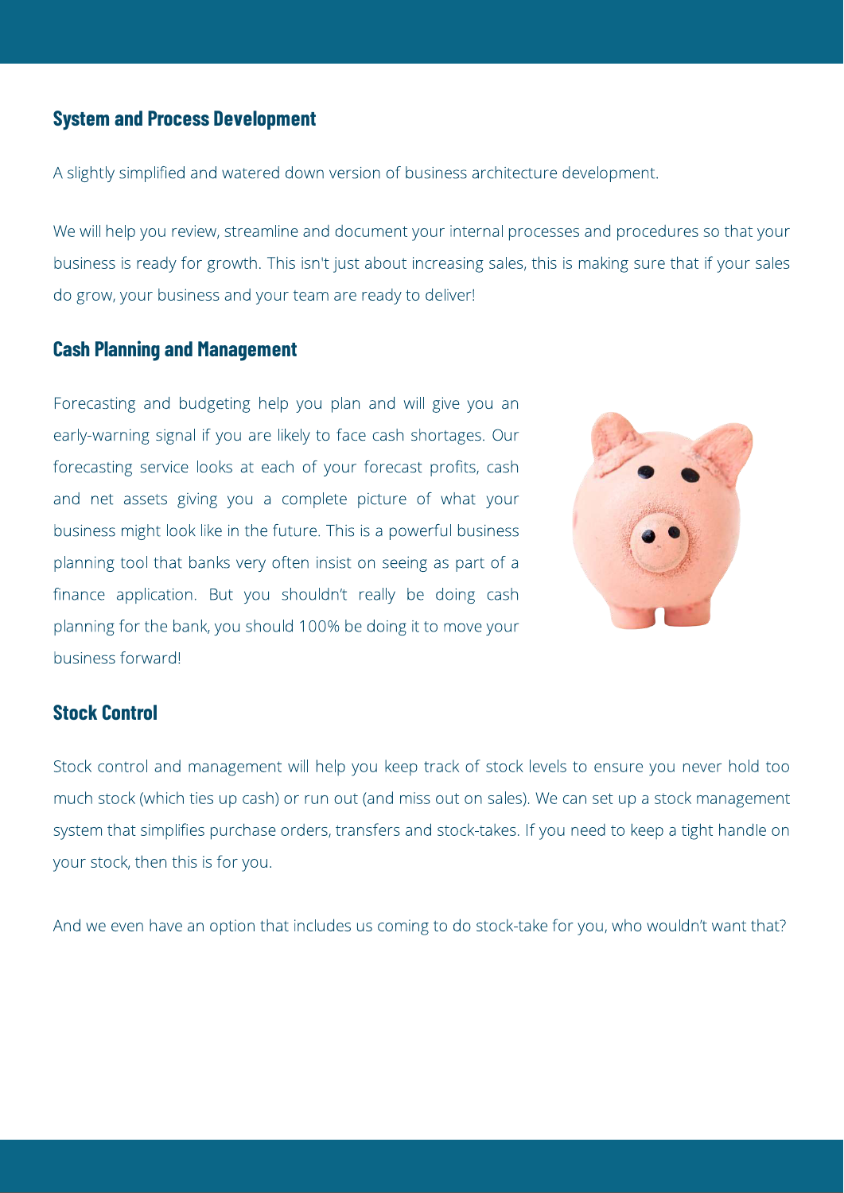## System and Process Development

A slightly simplified and watered down version of business architecture development.

We will help you review, streamline and document your internal processes and procedures so that your business is ready for growth. This isn't just about increasing sales, this is making sure that if your sales do grow, your business and your team are ready to deliver!

## Cash Planning and Management

Forecasting and budgeting help you plan and will give you an early-warning signal if you are likely to face cash shortages. Our forecasting service looks at each of your forecast profits, cash and net assets giving you a complete picture of what your business might look like in the future. This is a powerful business planning tool that banks very often insist on seeing as part of a finance application. But you shouldn't really be doing cash planning for the bank, you should 100% be doing it to move your business forward!

## Stock Control

Stock control and management will help you keep track of stock levels to ensure you never hold too much stock (which ties up cash) or run out (and miss out on sales). We can set up a stock management system that simplifies purchase orders, transfers and stock-takes. If you need to keep a tight handle on your stock, then this is for you.

And we even have an option that includes us coming to do stock-take for you, who wouldn't want that?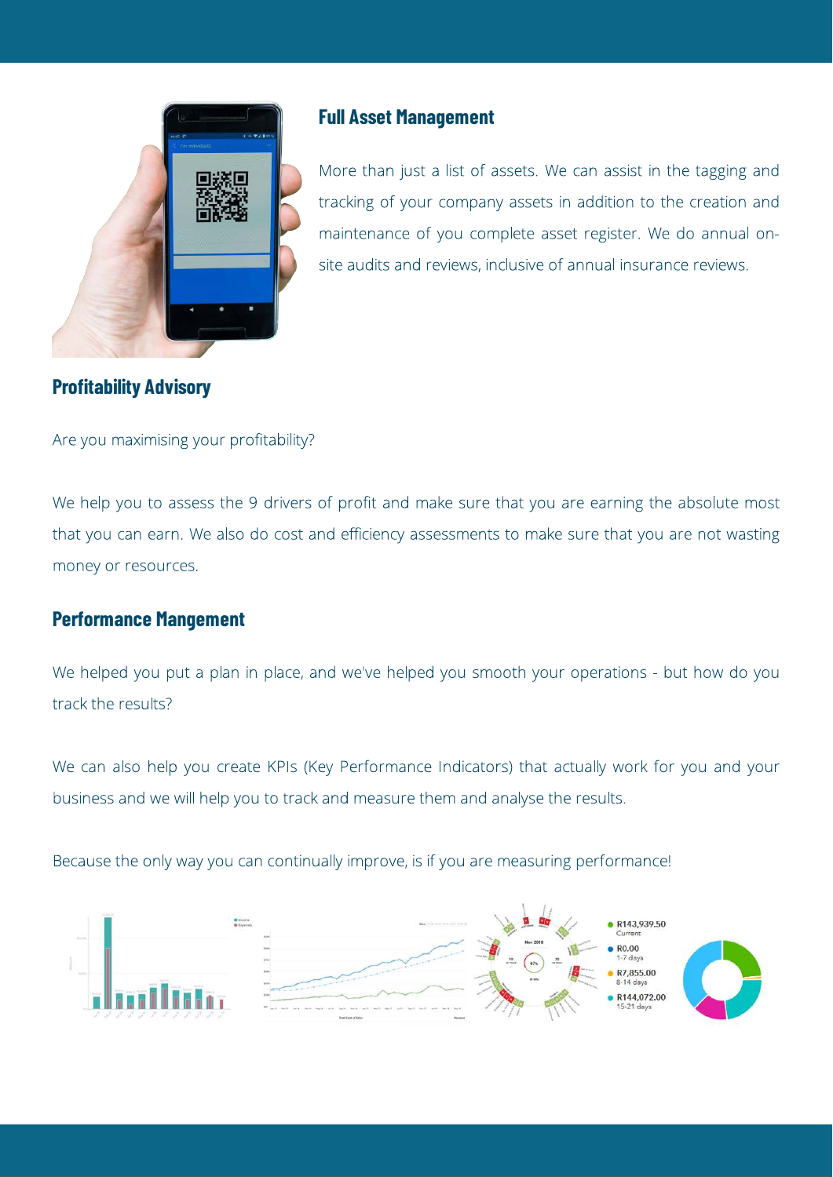## Full Asset Management

More than just a list of assets. We can assist in the tagging and tracking of your company assets in addition to the creation and maintenance of you complete asset register. We do annual on-site audits and reviews, inclusive of annual insurance reviews.

## Profitability Advisory

Are you maximising your profitability?

We help you to assess the 9 drivers of profit and make sure that you are earning the absolute most that you can earn. We also do cost and efficiency assessments to make sure that you are not wasting money or resources.

## Performance Mangement

We helped you put a plan in place, and we've helped you smooth your operations - but how do you track the results?

We can also help you create KPIs (Key Performance Indicators) that actually work for you and your business and we will help you to track and measure them and analyse the results.

Because the only way you can continually improve, is if you are measuring performance!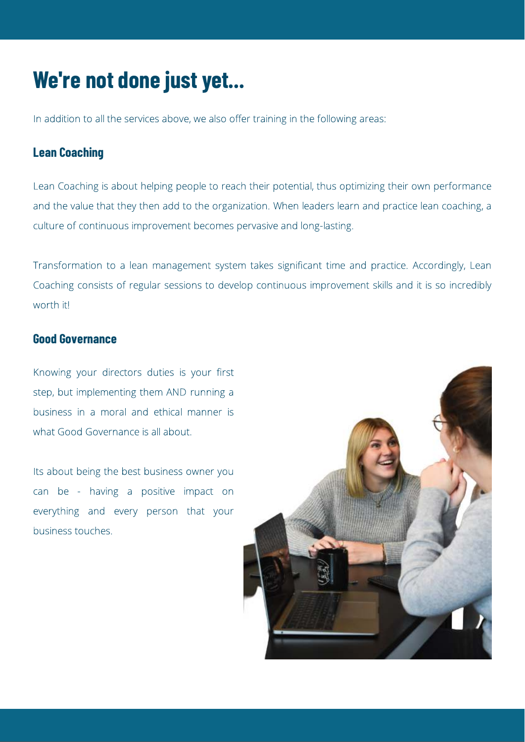# We're not done just yet...

In addition to all the services above, we also offer training in the following areas:

## Lean Coaching

Lean Coaching is about helping people to reach their potential, thus optimizing their own performance and the value that they then add to the organization. When leaders learn and practice lean coaching, a culture of continuous improvement becomes pervasive and long-lasting.

Transformation to a lean management system takes significant time and practice. Accordingly, Lean Coaching consists of regular sessions to develop continuous improvement skills and it is so incredibly worth it!

## Good Governance

Knowing your directors duties is your first step, but implementing them AND running a business in a moral and ethical manner is what Good Governance is all about.

Its about being the best business owner you can be - having a positive impact on everything and every person that your business touches.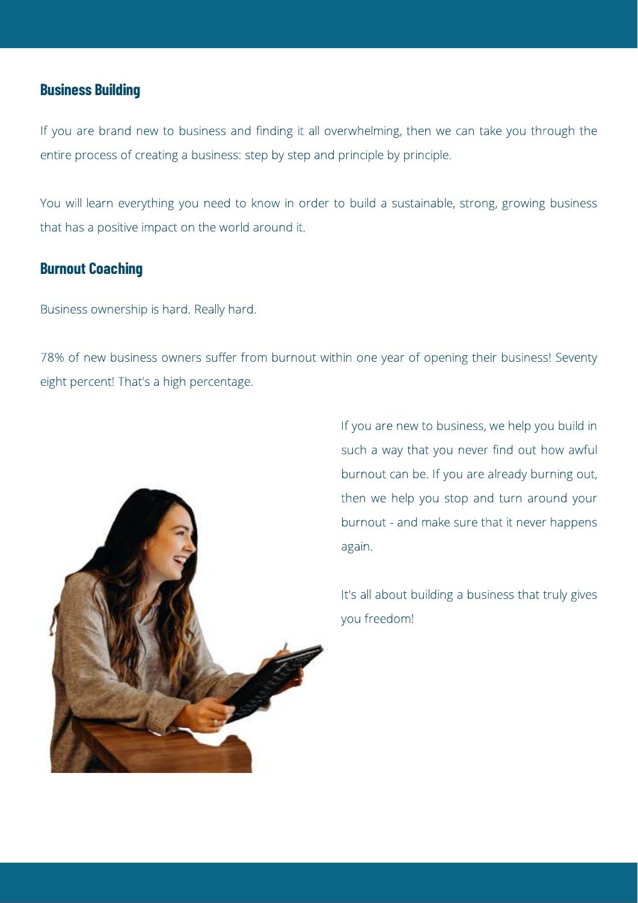## Business Building

If you are brand new to business and finding it all overwhelming, then we can take you through the entire process of creating a business: step by step and principle by principle.

You will learn everything you need to know in order to build a sustainable, strong, growing business that has a positive impact on the world around it.

## Burnout Coaching

Business ownership is hard. Really hard.

78% of new business owners suffer from burnout within one year of opening their business! Seventy eight percent! That's a high percentage.

If you are new to business, we help you build in such a way that you never find out how awful burnout can be. If you are already burning out, then we help you stop and turn around your burnout - and make sure that it never happens again.

It's all about building a business that truly gives you freedom!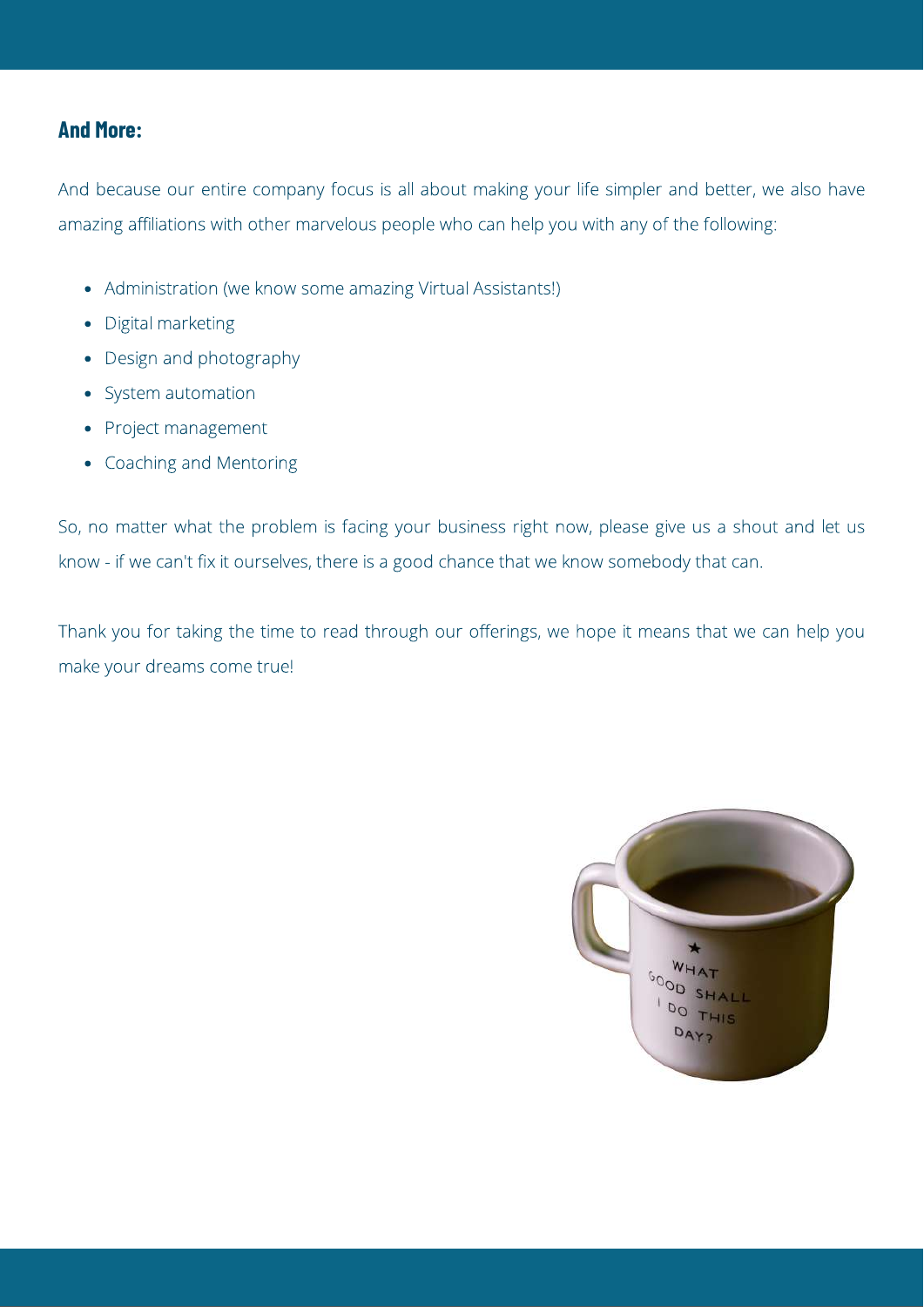## And More:

And because our entire company focus is all about making your life simpler and better, we also have amazing affiliations with other marvelous people who can help you with any of the following:

- Administration (we know some amazing Virtual Assistants!)
- Digital marketing
- Design and photography
- System automation
- Project management
- Coaching and Mentoring

So, no matter what the problem is facing your business right now, please give us a shout and let us know - if we can't fix it ourselves, there is a good chance that we know somebody that can.

Thank you for taking the time to read through our offerings, we hope it means that we can help you make your dreams come true!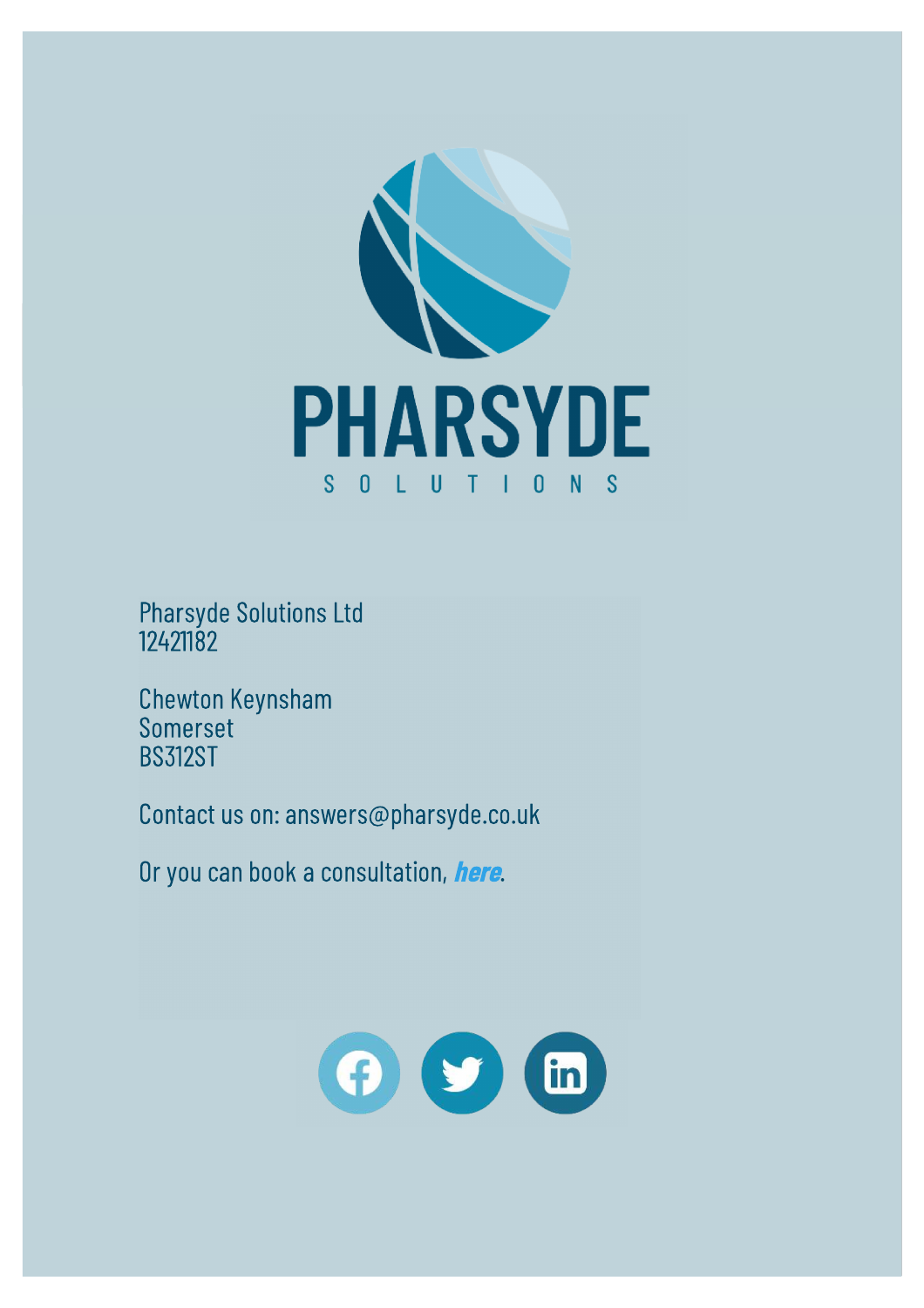PHARSYDE

SOLUTIONS

Pharsyde Solutions Ltd
12421182

Chewton Keynsham
Somerset
BS312ST

Contact us on: answers@pharsyde.co.uk

Or you can book a consultation, ***here***.